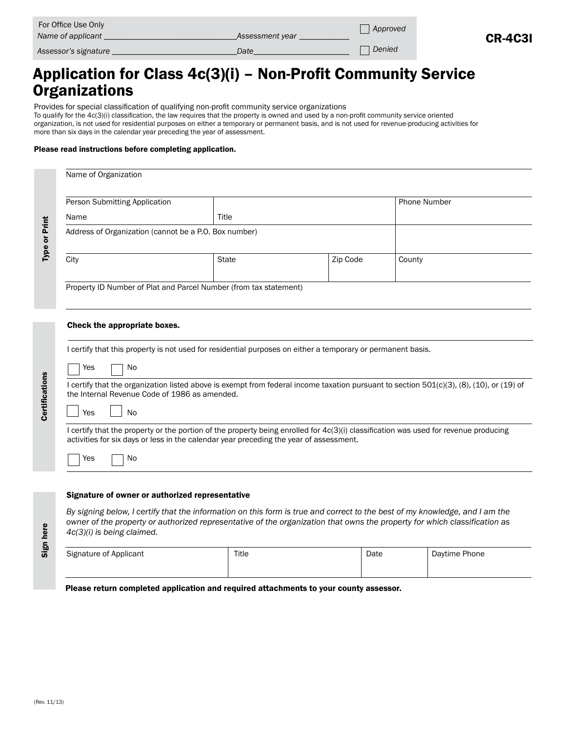For Office Use Only
*Name of applicant* ______________________________ *Assessment year* ___________ ☐ *Approved*

*Assessor's signature* ______________________________ *Date* ______________________ ☐ *Denied*

**CR-4C3I**

# Application for Class 4c(3)(i) – Non-Profit Community Service Organizations

Provides for special classification of qualifying non-profit community service organizations

To qualify for the 4c(3)(i) classification, the law requires that the property is owned and used by a non-profit community service oriented organization, is not used for residential purposes on either a temporary or permanent basis, and is not used for revenue-producing activities for more than six days in the calendar year preceding the year of assessment.

**Please read instructions before completing application.**

## Type or Print

| Name of Organization | | | |
|---|---|---|---|
| Person Submitting Application<br>Name | Title | | Phone Number |
| Address of Organization (cannot be a P.O. Box number) | | | |
| City | State | Zip Code | County |
| Property ID Number of Plat and Parcel Number (from tax statement) | | | |

## Certifications

**Check the appropriate boxes.**

I certify that this property is not used for residential purposes on either a temporary or permanent basis.

☐ Yes ☐ No

I certify that the organization listed above is exempt from federal income taxation pursuant to section 501(c)(3), (8), (10), or (19) of the Internal Revenue Code of 1986 as amended.

☐ Yes ☐ No

I certify that the property or the portion of the property being enrolled for 4c(3)(i) classification was used for revenue producing activities for six days or less in the calendar year preceding the year of assessment.

☐ Yes ☐ No

## Sign here

**Signature of owner or authorized representative**

*By signing below, I certify that the information on this form is true and correct to the best of my knowledge, and I am the owner of the property or authorized representative of the organization that owns the property for which classification as 4c(3)(i) is being claimed.*

| Signature of Applicant | Title | Date | Daytime Phone |
|---|---|---|---|
| | | | |

**Please return completed application and required attachments to your county assessor.**

(Rev. 11/13)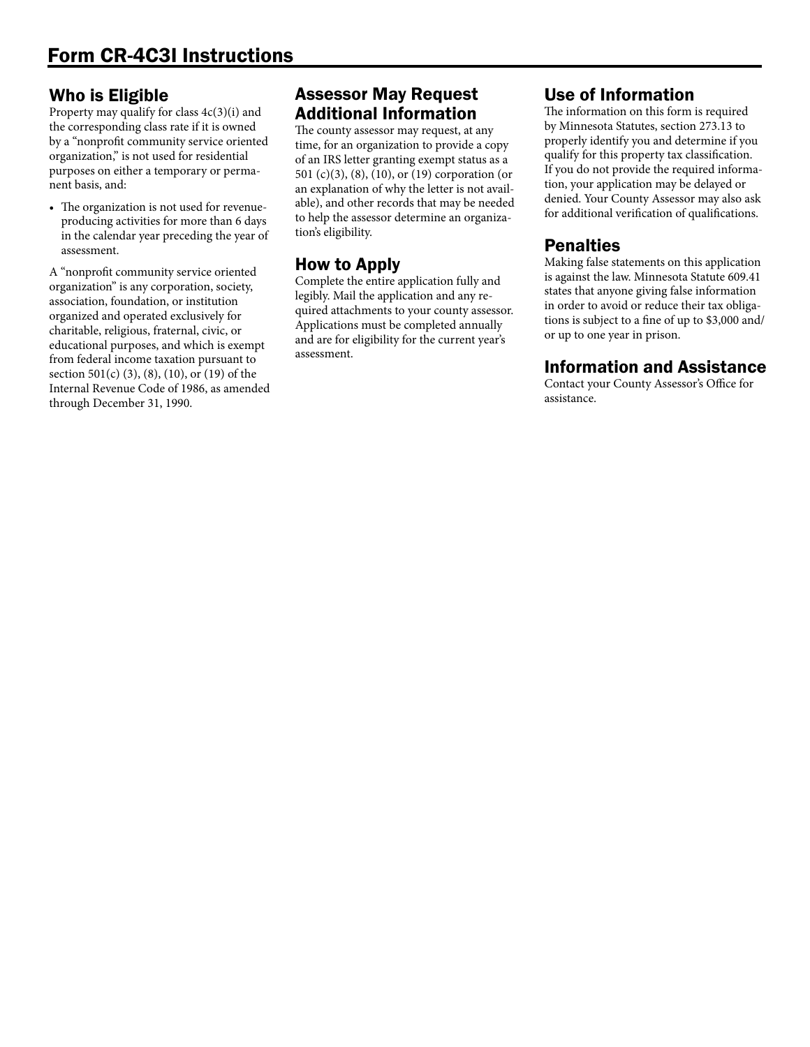# Form CR-4C3I Instructions

## Who is Eligible

Property may qualify for class 4c(3)(i) and the corresponding class rate if it is owned by a "nonprofit community service oriented organization," is not used for residential purposes on either a temporary or permanent basis, and:

- The organization is not used for revenue-producing activities for more than 6 days in the calendar year preceding the year of assessment.

A "nonprofit community service oriented organization" is any corporation, society, association, foundation, or institution organized and operated exclusively for charitable, religious, fraternal, civic, or educational purposes, and which is exempt from federal income taxation pursuant to section 501(c) (3), (8), (10), or (19) of the Internal Revenue Code of 1986, as amended through December 31, 1990.

## Assessor May Request Additional Information

The county assessor may request, at any time, for an organization to provide a copy of an IRS letter granting exempt status as a 501 (c)(3), (8), (10), or (19) corporation (or an explanation of why the letter is not available), and other records that may be needed to help the assessor determine an organization's eligibility.

## How to Apply

Complete the entire application fully and legibly. Mail the application and any required attachments to your county assessor. Applications must be completed annually and are for eligibility for the current year's assessment.

## Use of Information

The information on this form is required by Minnesota Statutes, section 273.13 to properly identify you and determine if you qualify for this property tax classification. If you do not provide the required information, your application may be delayed or denied. Your County Assessor may also ask for additional verification of qualifications.

## Penalties

Making false statements on this application is against the law. Minnesota Statute 609.41 states that anyone giving false information in order to avoid or reduce their tax obligations is subject to a fine of up to $3,000 and/or up to one year in prison.

## Information and Assistance

Contact your County Assessor's Office for assistance.